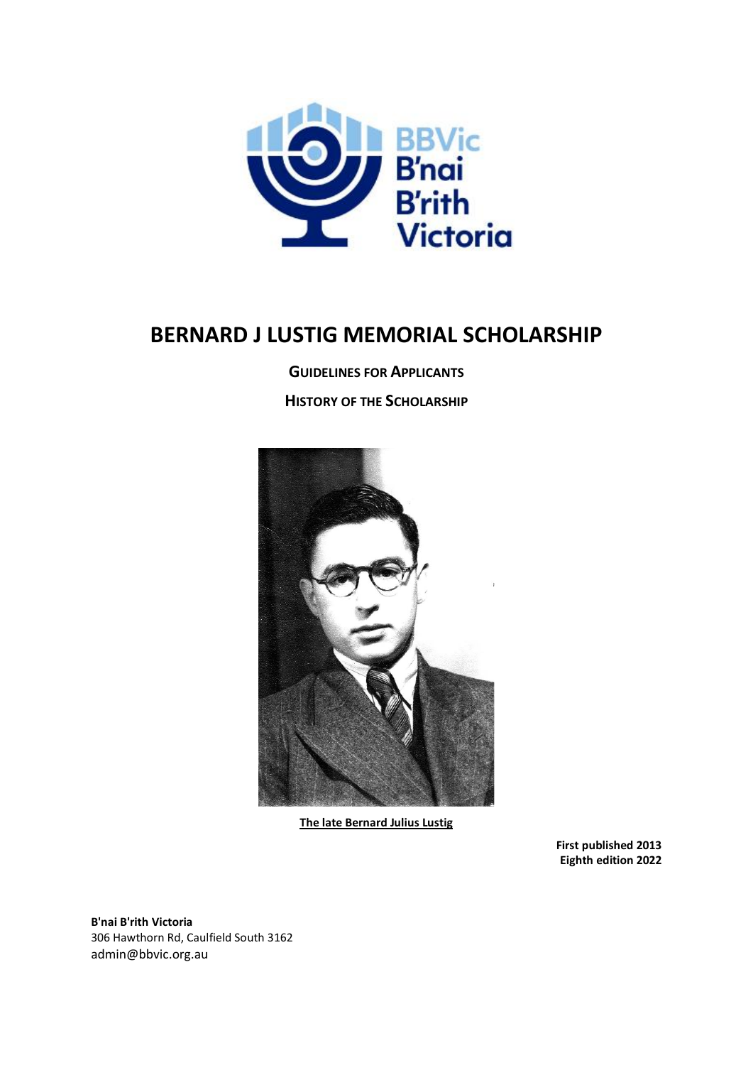BBVic
B'nai
B'rith
Victoria

# BERNARD J LUSTIG MEMORIAL SCHOLARSHIP

## GUIDELINES FOR APPLICANTS

## HISTORY OF THE SCHOLARSHIP

**The late Bernard Julius Lustig**

**First published 2013**
**Eighth edition 2022**

**B'nai B'rith Victoria**
306 Hawthorn Rd, Caulfield South 3162
admin@bbvic.org.au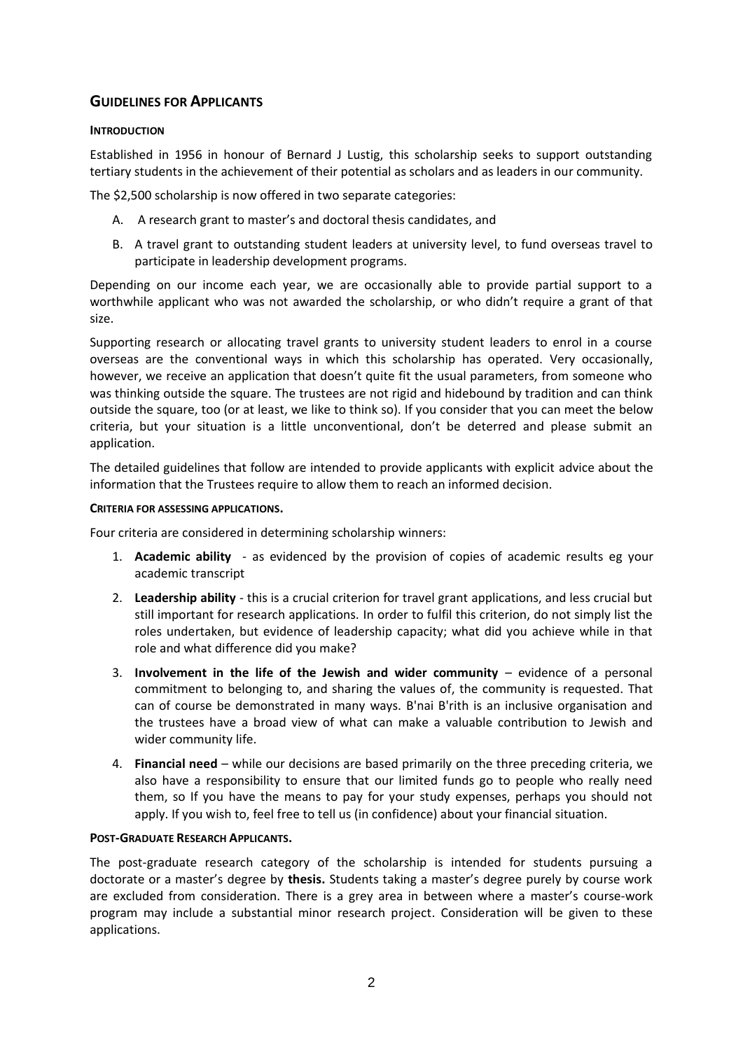## Guidelines for Applicants

### Introduction

Established in 1956 in honour of Bernard J Lustig, this scholarship seeks to support outstanding tertiary students in the achievement of their potential as scholars and as leaders in our community.

The $2,500 scholarship is now offered in two separate categories:

A. A research grant to master's and doctoral thesis candidates, and

B. A travel grant to outstanding student leaders at university level, to fund overseas travel to participate in leadership development programs.

Depending on our income each year, we are occasionally able to provide partial support to a worthwhile applicant who was not awarded the scholarship, or who didn't require a grant of that size.

Supporting research or allocating travel grants to university student leaders to enrol in a course overseas are the conventional ways in which this scholarship has operated. Very occasionally, however, we receive an application that doesn't quite fit the usual parameters, from someone who was thinking outside the square. The trustees are not rigid and hidebound by tradition and can think outside the square, too (or at least, we like to think so). If you consider that you can meet the below criteria, but your situation is a little unconventional, don't be deterred and please submit an application.

The detailed guidelines that follow are intended to provide applicants with explicit advice about the information that the Trustees require to allow them to reach an informed decision.

### Criteria for assessing applications.

Four criteria are considered in determining scholarship winners:

1. **Academic ability** - as evidenced by the provision of copies of academic results eg your academic transcript
2. **Leadership ability** - this is a crucial criterion for travel grant applications, and less crucial but still important for research applications. In order to fulfil this criterion, do not simply list the roles undertaken, but evidence of leadership capacity; what did you achieve while in that role and what difference did you make?
3. **Involvement in the life of the Jewish and wider community** – evidence of a personal commitment to belonging to, and sharing the values of, the community is requested. That can of course be demonstrated in many ways. B'nai B'rith is an inclusive organisation and the trustees have a broad view of what can make a valuable contribution to Jewish and wider community life.
4. **Financial need** – while our decisions are based primarily on the three preceding criteria, we also have a responsibility to ensure that our limited funds go to people who really need them, so If you have the means to pay for your study expenses, perhaps you should not apply. If you wish to, feel free to tell us (in confidence) about your financial situation.

### Post-Graduate Research Applicants.

The post-graduate research category of the scholarship is intended for students pursuing a doctorate or a master's degree by **thesis.** Students taking a master's degree purely by course work are excluded from consideration. There is a grey area in between where a master's course-work program may include a substantial minor research project. Consideration will be given to these applications.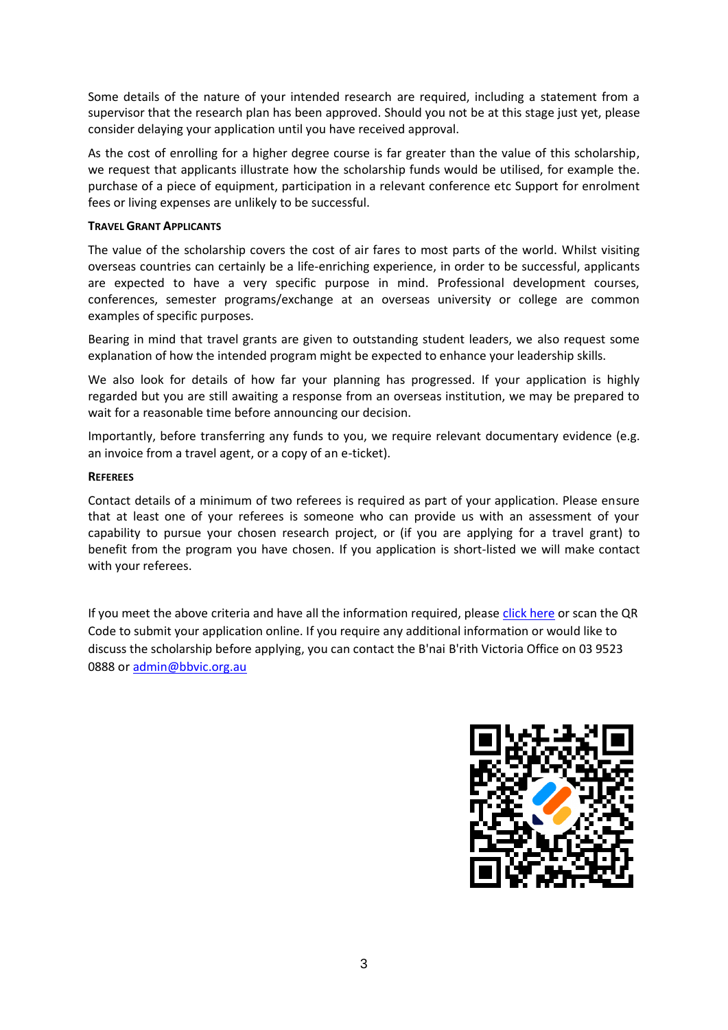Some details of the nature of your intended research are required, including a statement from a supervisor that the research plan has been approved. Should you not be at this stage just yet, please consider delaying your application until you have received approval.

As the cost of enrolling for a higher degree course is far greater than the value of this scholarship, we request that applicants illustrate how the scholarship funds would be utilised, for example the. purchase of a piece of equipment, participation in a relevant conference etc Support for enrolment fees or living expenses are unlikely to be successful.

#### TRAVEL GRANT APPLICANTS

The value of the scholarship covers the cost of air fares to most parts of the world. Whilst visiting overseas countries can certainly be a life-enriching experience, in order to be successful, applicants are expected to have a very specific purpose in mind. Professional development courses, conferences, semester programs/exchange at an overseas university or college are common examples of specific purposes.

Bearing in mind that travel grants are given to outstanding student leaders, we also request some explanation of how the intended program might be expected to enhance your leadership skills.

We also look for details of how far your planning has progressed. If your application is highly regarded but you are still awaiting a response from an overseas institution, we may be prepared to wait for a reasonable time before announcing our decision.

Importantly, before transferring any funds to you, we require relevant documentary evidence (e.g. an invoice from a travel agent, or a copy of an e-ticket).

#### REFEREES

Contact details of a minimum of two referees is required as part of your application. Please ensure that at least one of your referees is someone who can provide us with an assessment of your capability to pursue your chosen research project, or (if you are applying for a travel grant) to benefit from the program you have chosen. If you application is short-listed we will make contact with your referees.

If you meet the above criteria and have all the information required, please click here or scan the QR Code to submit your application online. If you require any additional information or would like to discuss the scholarship before applying, you can contact the B'nai B'rith Victoria Office on 03 9523 0888 or admin@bbvic.org.au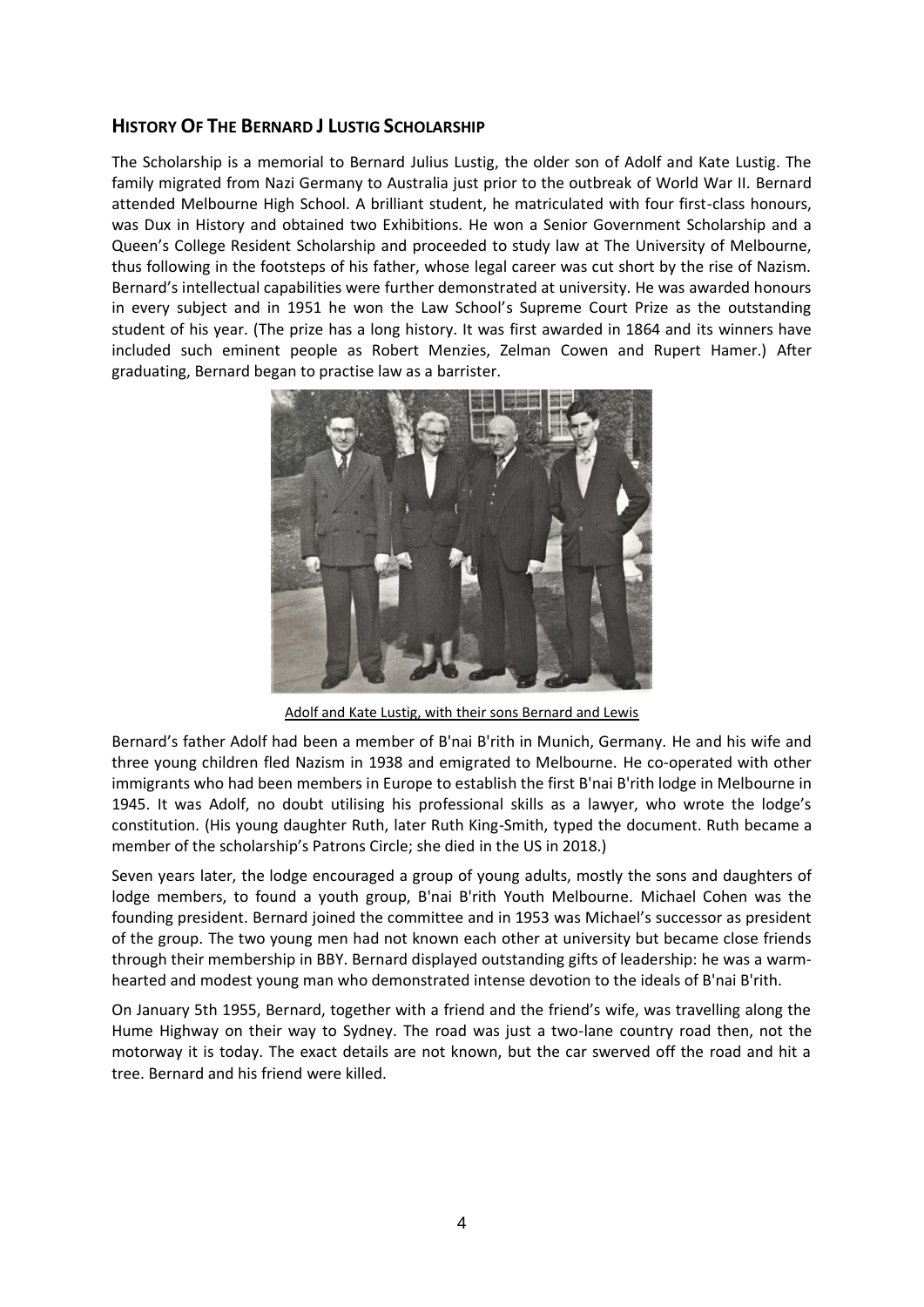## History Of The Bernard J Lustig Scholarship

The Scholarship is a memorial to Bernard Julius Lustig, the older son of Adolf and Kate Lustig. The family migrated from Nazi Germany to Australia just prior to the outbreak of World War II. Bernard attended Melbourne High School. A brilliant student, he matriculated with four first-class honours, was Dux in History and obtained two Exhibitions. He won a Senior Government Scholarship and a Queen's College Resident Scholarship and proceeded to study law at The University of Melbourne, thus following in the footsteps of his father, whose legal career was cut short by the rise of Nazism. Bernard's intellectual capabilities were further demonstrated at university. He was awarded honours in every subject and in 1951 he won the Law School's Supreme Court Prize as the outstanding student of his year. (The prize has a long history. It was first awarded in 1864 and its winners have included such eminent people as Robert Menzies, Zelman Cowen and Rupert Hamer.) After graduating, Bernard began to practise law as a barrister.

Adolf and Kate Lustig, with their sons Bernard and Lewis

Bernard's father Adolf had been a member of B'nai B'rith in Munich, Germany. He and his wife and three young children fled Nazism in 1938 and emigrated to Melbourne. He co-operated with other immigrants who had been members in Europe to establish the first B'nai B'rith lodge in Melbourne in 1945. It was Adolf, no doubt utilising his professional skills as a lawyer, who wrote the lodge's constitution. (His young daughter Ruth, later Ruth King-Smith, typed the document. Ruth became a member of the scholarship's Patrons Circle; she died in the US in 2018.)

Seven years later, the lodge encouraged a group of young adults, mostly the sons and daughters of lodge members, to found a youth group, B'nai B'rith Youth Melbourne. Michael Cohen was the founding president. Bernard joined the committee and in 1953 was Michael's successor as president of the group. The two young men had not known each other at university but became close friends through their membership in BBY. Bernard displayed outstanding gifts of leadership: he was a warm-hearted and modest young man who demonstrated intense devotion to the ideals of B'nai B'rith.

On January 5th 1955, Bernard, together with a friend and the friend's wife, was travelling along the Hume Highway on their way to Sydney. The road was just a two-lane country road then, not the motorway it is today. The exact details are not known, but the car swerved off the road and hit a tree. Bernard and his friend were killed.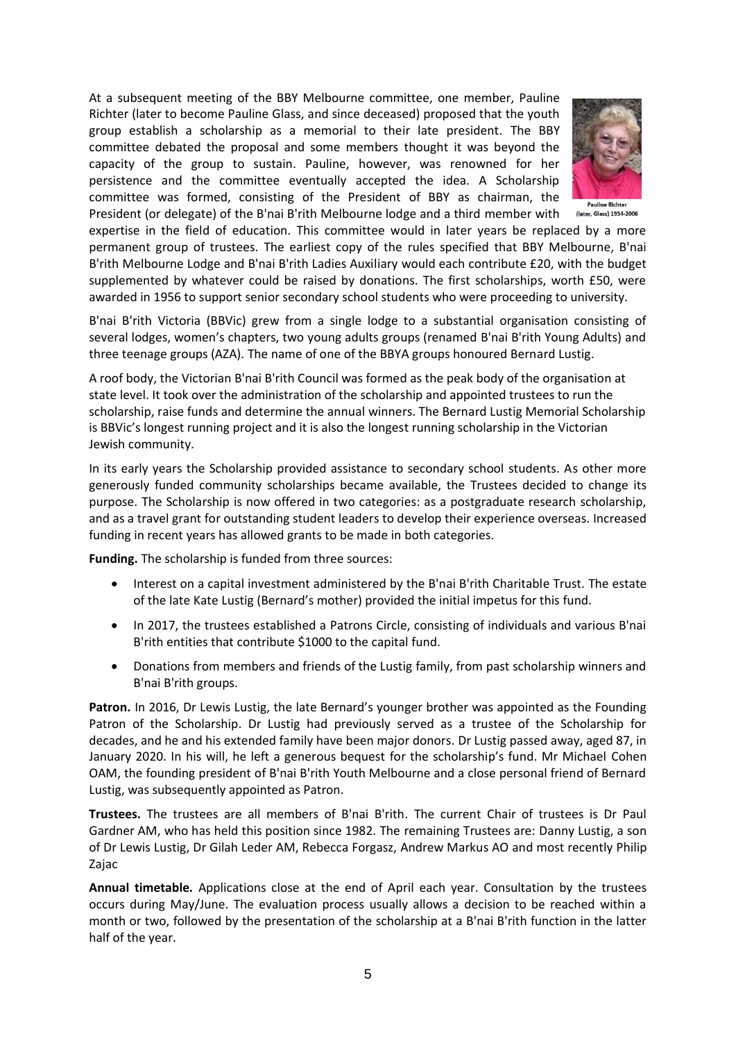At a subsequent meeting of the BBY Melbourne committee, one member, Pauline Richter (later to become Pauline Glass, and since deceased) proposed that the youth group establish a scholarship as a memorial to their late president. The BBY committee debated the proposal and some members thought it was beyond the capacity of the group to sustain. Pauline, however, was renowned for her persistence and the committee eventually accepted the idea. A Scholarship committee was formed, consisting of the President of BBY as chairman, the President (or delegate) of the B'nai B'rith Melbourne lodge and a third member with expertise in the field of education. This committee would in later years be replaced by a more permanent group of trustees. The earliest copy of the rules specified that BBY Melbourne, B'nai B'rith Melbourne Lodge and B'nai B'rith Ladies Auxiliary would each contribute £20, with the budget supplemented by whatever could be raised by donations. The first scholarships, worth £50, were awarded in 1956 to support senior secondary school students who were proceeding to university.

Pauline Richter (later, Glass) 1934-2006

B'nai B'rith Victoria (BBVic) grew from a single lodge to a substantial organisation consisting of several lodges, women's chapters, two young adults groups (renamed B'nai B'rith Young Adults) and three teenage groups (AZA). The name of one of the BBYA groups honoured Bernard Lustig.

A roof body, the Victorian B'nai B'rith Council was formed as the peak body of the organisation at state level. It took over the administration of the scholarship and appointed trustees to run the scholarship, raise funds and determine the annual winners. The Bernard Lustig Memorial Scholarship is BBVic's longest running project and it is also the longest running scholarship in the Victorian Jewish community.

In its early years the Scholarship provided assistance to secondary school students. As other more generously funded community scholarships became available, the Trustees decided to change its purpose. The Scholarship is now offered in two categories: as a postgraduate research scholarship, and as a travel grant for outstanding student leaders to develop their experience overseas. Increased funding in recent years has allowed grants to be made in both categories.

**Funding.** The scholarship is funded from three sources:

- Interest on a capital investment administered by the B'nai B'rith Charitable Trust. The estate of the late Kate Lustig (Bernard's mother) provided the initial impetus for this fund.
- In 2017, the trustees established a Patrons Circle, consisting of individuals and various B'nai B'rith entities that contribute $1000 to the capital fund.
- Donations from members and friends of the Lustig family, from past scholarship winners and B'nai B'rith groups.

**Patron.** In 2016, Dr Lewis Lustig, the late Bernard's younger brother was appointed as the Founding Patron of the Scholarship. Dr Lustig had previously served as a trustee of the Scholarship for decades, and he and his extended family have been major donors. Dr Lustig passed away, aged 87, in January 2020. In his will, he left a generous bequest for the scholarship's fund. Mr Michael Cohen OAM, the founding president of B'nai B'rith Youth Melbourne and a close personal friend of Bernard Lustig, was subsequently appointed as Patron.

**Trustees.** The trustees are all members of B'nai B'rith. The current Chair of trustees is Dr Paul Gardner AM, who has held this position since 1982. The remaining Trustees are: Danny Lustig, a son of Dr Lewis Lustig, Dr Gilah Leder AM, Rebecca Forgasz, Andrew Markus AO and most recently Philip Zajac

**Annual timetable.** Applications close at the end of April each year. Consultation by the trustees occurs during May/June. The evaluation process usually allows a decision to be reached within a month or two, followed by the presentation of the scholarship at a B'nai B'rith function in the latter half of the year.